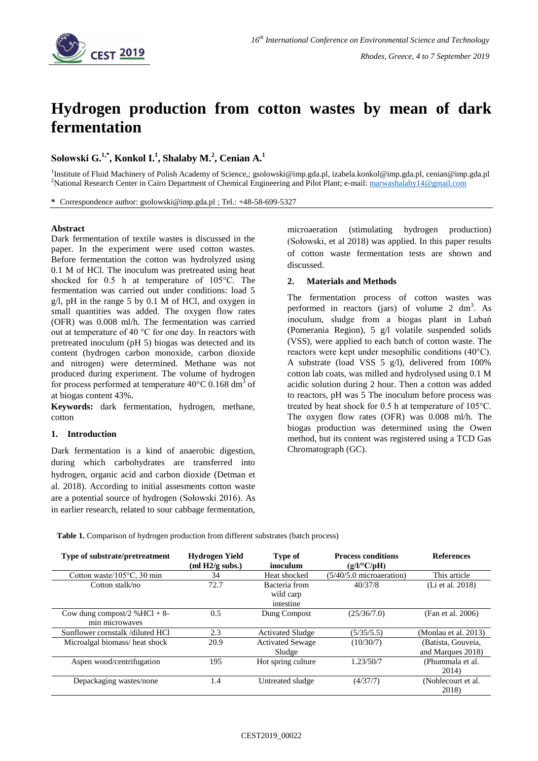# Hydrogen production from cotton wastes by mean of dark fermentation

**Sołowski G.[1,*], Konkol I.[1], Shalaby M.[2], Cenian A.[1]**

[1]Institute of Fluid Machinery of Polish Academy of Science,; gsolowski@imp.gda.pl, izabela.konkol@imp.gda.pl, cenian@imp.gda.pl
[2]National Research Center in Cairo Department of Chemical Engineering and Pilot Plant; e-mail: marwashalaby14@gmail.com

**\*** Correspondence author: gsolowski@imp.gda.pl ; Tel.: +48-58-699-5327

**Abstract**

Dark fermentation of textile wastes is discussed in the paper. In the experiment were used cotton wastes. Before fermentation the cotton was hydrolyzed using 0.1 M of HCl. The inoculum was pretreated using heat shocked for 0.5 h at temperature of 105°C. The fermentation was carried out under conditions: load 5 g/l, pH in the range 5 by 0.1 M of HCl, and oxygen in small quantities was added. The oxygen flow rates (OFR) was 0.008 ml/h. The fermentation was carried out at temperature of 40 °C for one day. In reactors with pretreated inoculum (pH 5) biogas was detected and its content (hydrogen carbon monoxide, carbon dioxide and nitrogen) were determined. Methane was not produced during experiment. The volume of hydrogen for process performed at temperature 40°C 0.168 $dm^3$ of at biogas content 43%.

**Keywords:** dark fermentation, hydrogen, methane, cotton

## 1. Introduction

Dark fermentation is a kind of anaerobic digestion, during which carbohydrates are transferred into hydrogen, organic acid and carbon dioxide (Detman et al. 2018). According to initial assesments cotton waste are a potential source of hydrogen (Sołowski 2016). As in earlier research, related to sour cabbage fermentation, microaeration (stimulating hydrogen production) (Sołowski, et al 2018) was applied. In this paper results of cotton waste fermentation tests are shown and discussed.

## 2. Materials and Methods

The fermentation process of cotton wastes was performed in reactors (jars) of volume 2 $dm^3$. As inoculum, sludge from a biogas plant in Lubań (Pomerania Region), 5 g/l volatile suspended solids (VSS), were applied to each batch of cotton waste. The reactors were kept under mesophilic conditions (40°C). A substrate (load VSS 5 g/l), delivered from 100% cotton lab coats, was milled and hydrolysed using 0.1 M acidic solution during 2 hour. Then a cotton was added to reactors, pH was 5 The inoculum before process was treated by heat shock for 0.5 h at temperature of 105°C. The oxygen flow rates (OFR) was 0.008 ml/h. The biogas production was determined using the Owen method, but its content was registered using a TCD Gas Chromatograph (GC).

**Table 1.** Comparison of hydrogen production from different substrates (batch process)

| Type of substrate/pretreatment | Hydrogen Yield (ml H2/g subs.) | Type of inoculum | Process conditions (g/l/°C/pH) | References |
|---|---|---|---|---|
| Cotton waste/105°C, 30 min | 34 | Heat shocked | (5/40/5.0 microaeration) | This article |
| Cotton stalk/no | 72.7 | Bacteria from wild carp intestine | 40/37/8 | (Li et al. 2018) |
| Cow dung compost/2 %HCl + 8-min microwaves | 0.5 | Dung Compost | (25/36/7.0) | (Fan et al. 2006) |
| Sunflower cornstalk /diluted HCl | 2.3 | Activated Sludge | (5/35/5.5) | (Monlau et al. 2013) |
| Microalgal biomass/ heat shock | 20.9 | Activated Sewage Sludge | (10/30/7) | (Batista, Gouveia, and Marques 2018) |
| Aspen wood/centrifugation | 195 | Hot spring culture | 1.23/50/7 | (Phummala et al. 2014) |
| Depackaging wastes/none | 1.4 | Untreated sludge | (4/37/7) | (Noblecourt et al. 2018) |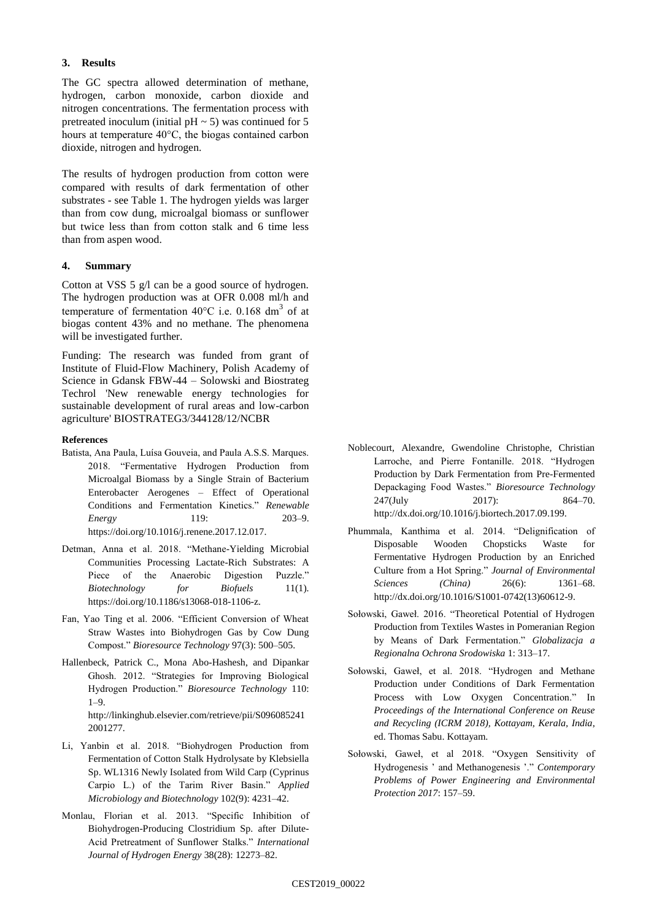## 3. Results

The GC spectra allowed determination of methane, hydrogen, carbon monoxide, carbon dioxide and nitrogen concentrations. The fermentation process with pretreated inoculum (initial pH ~ 5) was continued for 5 hours at temperature 40°C, the biogas contained carbon dioxide, nitrogen and hydrogen.

The results of hydrogen production from cotton were compared with results of dark fermentation of other substrates - see Table 1. The hydrogen yields was larger than from cow dung, microalgal biomass or sunflower but twice less than from cotton stalk and 6 time less than from aspen wood.

## 4. Summary

Cotton at VSS 5 g/l can be a good source of hydrogen. The hydrogen production was at OFR 0.008 ml/h and temperature of fermentation 40°C i.e. 0.168 $dm^3$ of at biogas content 43% and no methane. The phenomena will be investigated further.

Funding: The research was funded from grant of Institute of Fluid-Flow Machinery, Polish Academy of Science in Gdansk FBW-44 – Solowski and Biostrateg Techrol 'New renewable energy technologies for sustainable development of rural areas and low-carbon agriculture' BIOSTRATEG3/344128/12/NCBR

**References**

Batista, Ana Paula, Luísa Gouveia, and Paula A.S.S. Marques. 2018. "Fermentative Hydrogen Production from Microalgal Biomass by a Single Strain of Bacterium Enterobacter Aerogenes – Effect of Operational Conditions and Fermentation Kinetics." *Renewable Energy* 119: 203–9. https://doi.org/10.1016/j.renene.2017.12.017.

Detman, Anna et al. 2018. "Methane-Yielding Microbial Communities Processing Lactate-Rich Substrates: A Piece of the Anaerobic Digestion Puzzle." *Biotechnology for Biofuels* 11(1). https://doi.org/10.1186/s13068-018-1106-z.

Fan, Yao Ting et al. 2006. "Efficient Conversion of Wheat Straw Wastes into Biohydrogen Gas by Cow Dung Compost." *Bioresource Technology* 97(3): 500–505.

Hallenbeck, Patrick C., Mona Abo-Hashesh, and Dipankar Ghosh. 2012. "Strategies for Improving Biological Hydrogen Production." *Bioresource Technology* 110: 1–9. http://linkinghub.elsevier.com/retrieve/pii/S0960852412001277.

Li, Yanbin et al. 2018. "Biohydrogen Production from Fermentation of Cotton Stalk Hydrolysate by Klebsiella Sp. WL1316 Newly Isolated from Wild Carp (Cyprinus Carpio L.) of the Tarim River Basin." *Applied Microbiology and Biotechnology* 102(9): 4231–42.

Monlau, Florian et al. 2013. "Specific Inhibition of Biohydrogen-Producing Clostridium Sp. after Dilute-Acid Pretreatment of Sunflower Stalks." *International Journal of Hydrogen Energy* 38(28): 12273–82.

Noblecourt, Alexandre, Gwendoline Christophe, Christian Larroche, and Pierre Fontanille. 2018. "Hydrogen Production by Dark Fermentation from Pre-Fermented Depackaging Food Wastes." *Bioresource Technology* 247(July 2017): 864–70. http://dx.doi.org/10.1016/j.biortech.2017.09.199.

Phummala, Kanthima et al. 2014. "Delignification of Disposable Wooden Chopsticks Waste for Fermentative Hydrogen Production by an Enriched Culture from a Hot Spring." *Journal of Environmental Sciences (China)* 26(6): 1361–68. http://dx.doi.org/10.1016/S1001-0742(13)60612-9.

Sołowski, Gaweł. 2016. "Theoretical Potential of Hydrogen Production from Textiles Wastes in Pomeranian Region by Means of Dark Fermentation." *Globalizacja a Regionalna Ochrona Srodowiska* 1: 313–17.

Sołowski, Gaweł, et al. 2018. "Hydrogen and Methane Production under Conditions of Dark Fermentation Process with Low Oxygen Concentration." In *Proceedings of the International Conference on Reuse and Recycling (ICRM 2018), Kottayam, Kerala, India*, ed. Thomas Sabu. Kottayam.

Sołowski, Gaweł, et al 2018. "Oxygen Sensitivity of Hydrogenesis ' and Methanogenesis '." *Contemporary Problems of Power Engineering and Environmental Protection 2017*: 157–59.